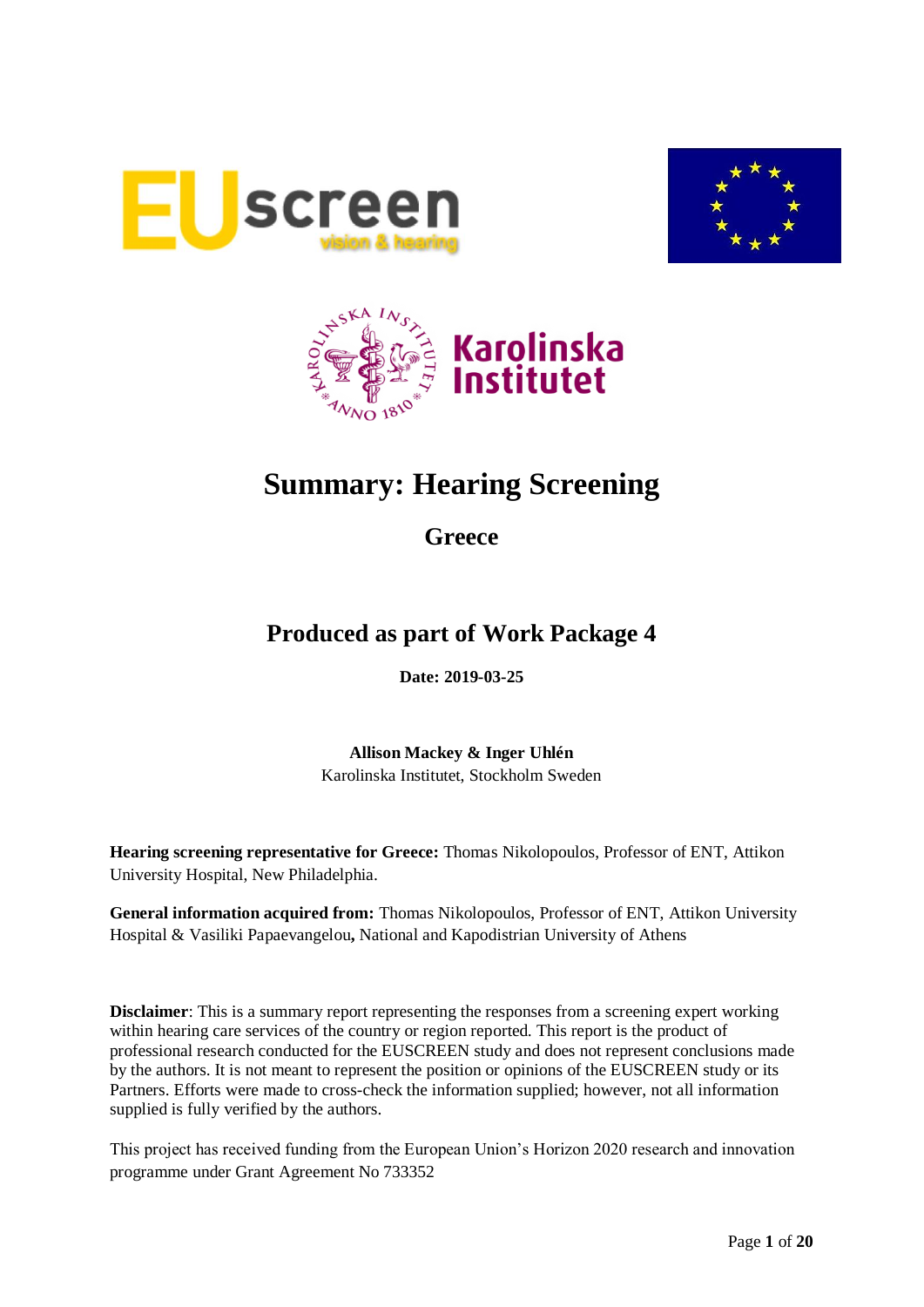# Summary: Hearing Screening

## Greece

## Produced as part of Work Package 4

**Date: 2019-03-25**

**Allison Mackey & Inger Uhlén**
Karolinska Institutet, Stockholm Sweden

**Hearing screening representative for Greece:** Thomas Nikolopoulos, Professor of ENT, Attikon University Hospital, New Philadelphia.

**General information acquired from:** Thomas Nikolopoulos, Professor of ENT, Attikon University Hospital & Vasiliki Papaevangelou**,** National and Kapodistrian University of Athens

**Disclaimer**: This is a summary report representing the responses from a screening expert working within hearing care services of the country or region reported. This report is the product of professional research conducted for the EUSCREEN study and does not represent conclusions made by the authors. It is not meant to represent the position or opinions of the EUSCREEN study or its Partners. Efforts were made to cross-check the information supplied; however, not all information supplied is fully verified by the authors.

This project has received funding from the European Union's Horizon 2020 research and innovation programme under Grant Agreement No 733352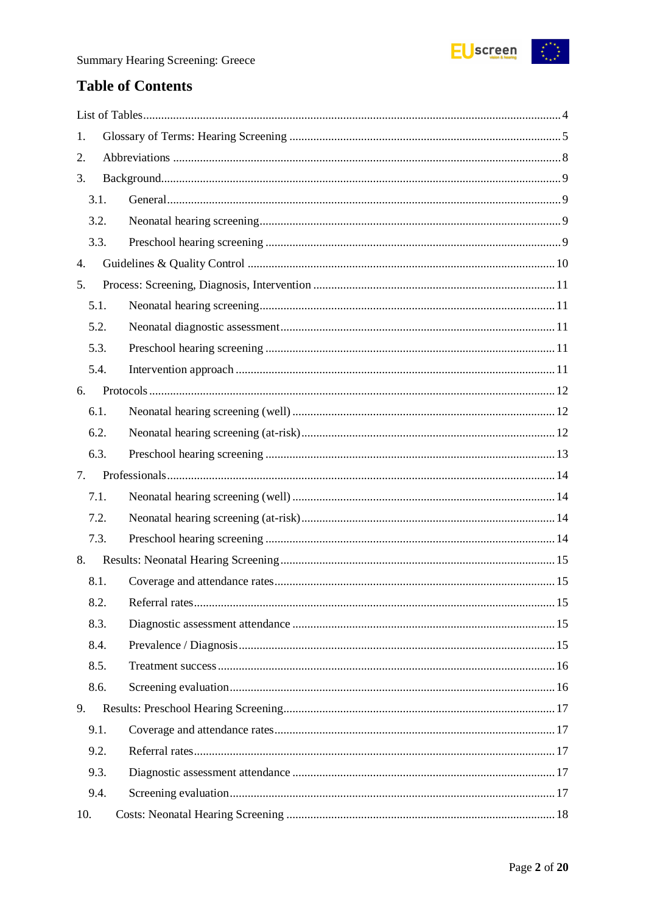## Table of Contents

List of Tables ..... 4

1. Glossary of Terms: Hearing Screening ..... 5
2. Abbreviations ..... 8
3. Background ..... 9
   - 3.1. General ..... 9
   - 3.2. Neonatal hearing screening ..... 9
   - 3.3. Preschool hearing screening ..... 9
4. Guidelines & Quality Control ..... 10
5. Process: Screening, Diagnosis, Intervention ..... 11
   - 5.1. Neonatal hearing screening ..... 11
   - 5.2. Neonatal diagnostic assessment ..... 11
   - 5.3. Preschool hearing screening ..... 11
   - 5.4. Intervention approach ..... 11
6. Protocols ..... 12
   - 6.1. Neonatal hearing screening (well) ..... 12
   - 6.2. Neonatal hearing screening (at-risk) ..... 12
   - 6.3. Preschool hearing screening ..... 13
7. Professionals ..... 14
   - 7.1. Neonatal hearing screening (well) ..... 14
   - 7.2. Neonatal hearing screening (at-risk) ..... 14
   - 7.3. Preschool hearing screening ..... 14
8. Results: Neonatal Hearing Screening ..... 15
   - 8.1. Coverage and attendance rates ..... 15
   - 8.2. Referral rates ..... 15
   - 8.3. Diagnostic assessment attendance ..... 15
   - 8.4. Prevalence / Diagnosis ..... 15
   - 8.5. Treatment success ..... 16
   - 8.6. Screening evaluation ..... 16
9. Results: Preschool Hearing Screening ..... 17
   - 9.1. Coverage and attendance rates ..... 17
   - 9.2. Referral rates ..... 17
   - 9.3. Diagnostic assessment attendance ..... 17
   - 9.4. Screening evaluation ..... 17
10. Costs: Neonatal Hearing Screening ..... 18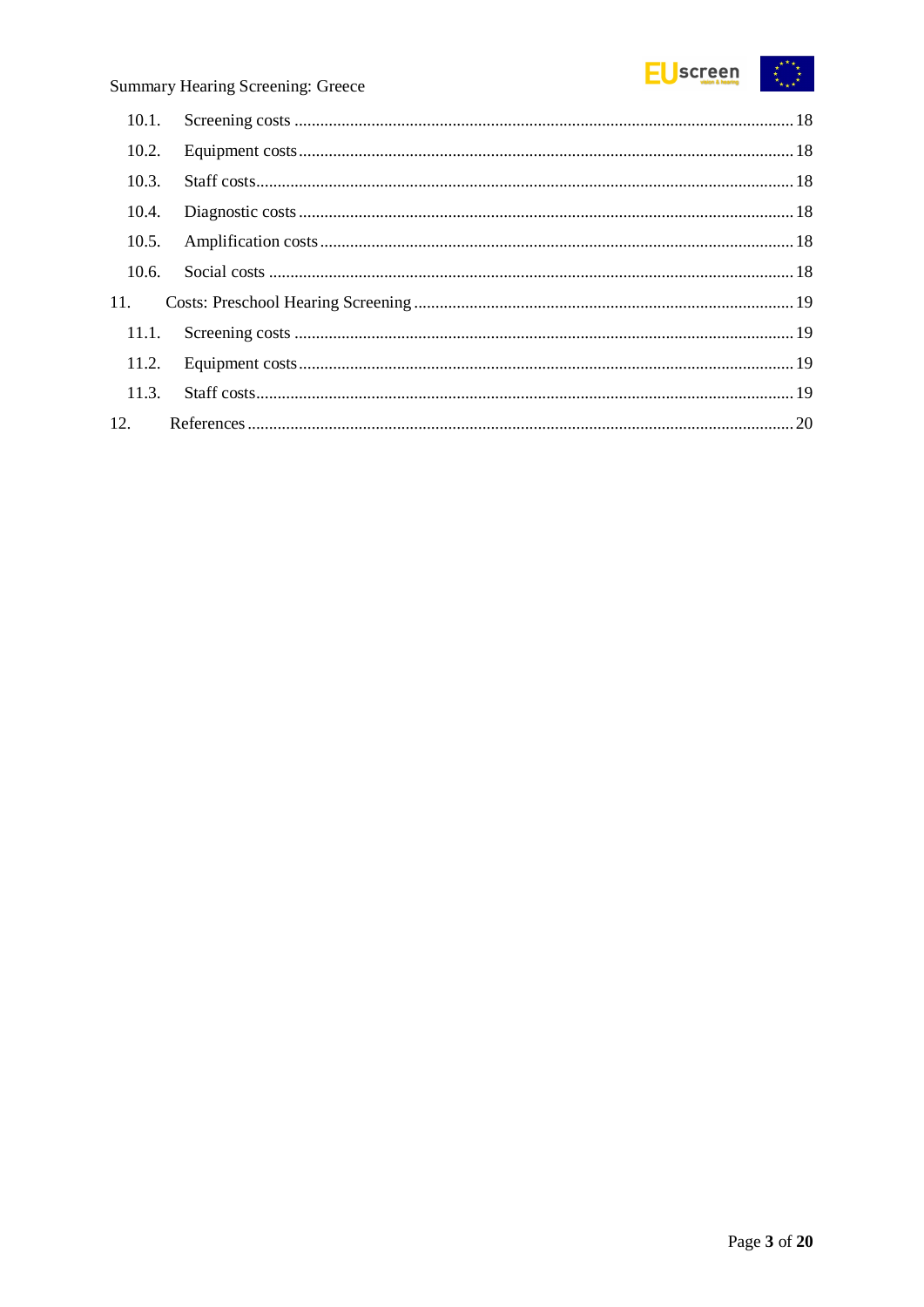10.1. Screening costs ........................................................................................................ 18

10.2. Equipment costs ...................................................................................................... 18

10.3. Staff costs ................................................................................................................ 18

10.4. Diagnostic costs ...................................................................................................... 18

10.5. Amplification costs .................................................................................................. 18

10.6. Social costs .............................................................................................................. 18

11. Costs: Preschool Hearing Screening ........................................................................... 19

11.1. Screening costs ........................................................................................................ 19

11.2. Equipment costs ...................................................................................................... 19

11.3. Staff costs ................................................................................................................ 19

12. References ................................................................................................................... 20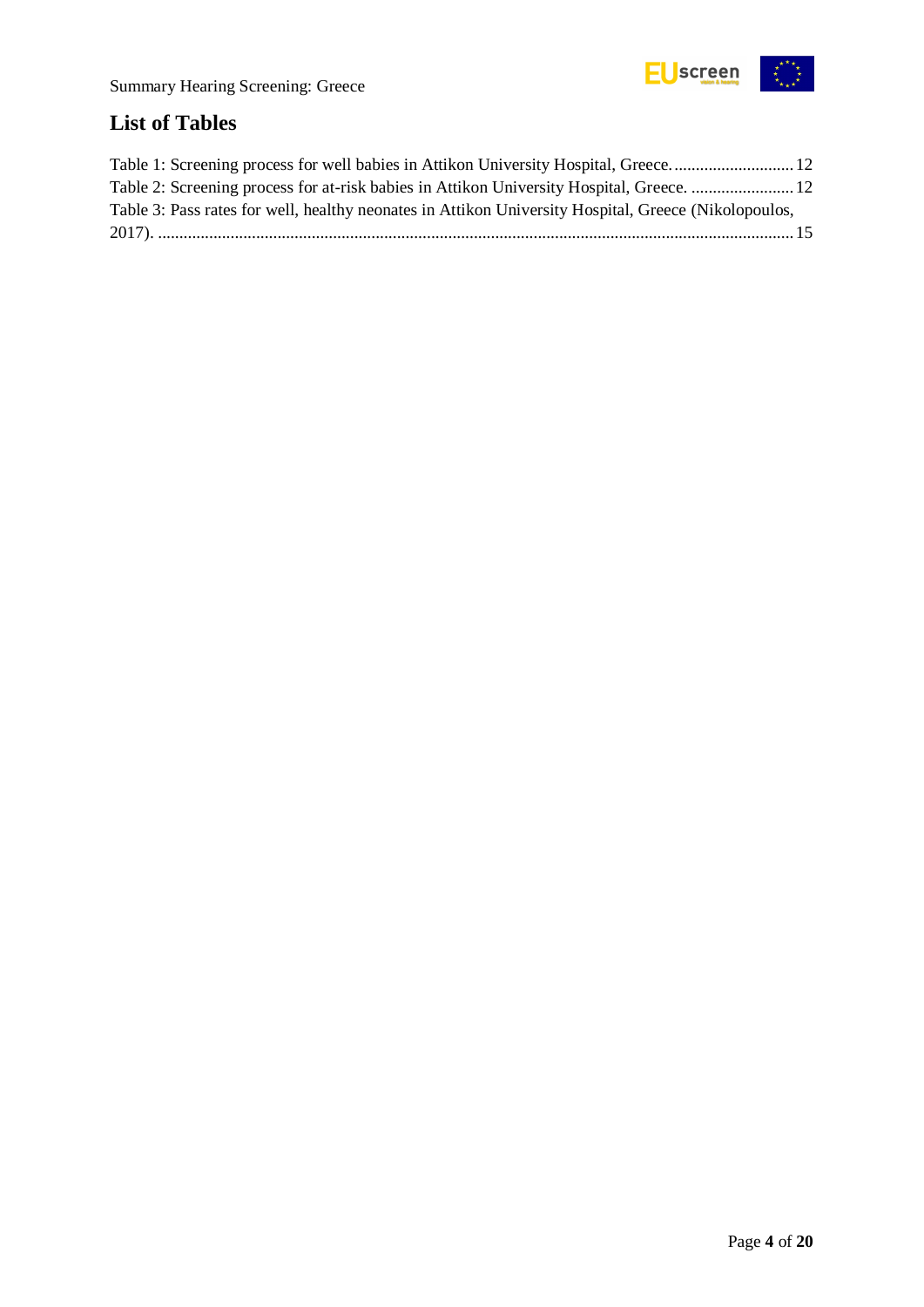## List of Tables

Table 1: Screening process for well babies in Attikon University Hospital, Greece. ............................ 12

Table 2: Screening process for at-risk babies in Attikon University Hospital, Greece. ........................ 12

Table 3: Pass rates for well, healthy neonates in Attikon University Hospital, Greece (Nikolopoulos, 2017). .................................................................................................................................... 15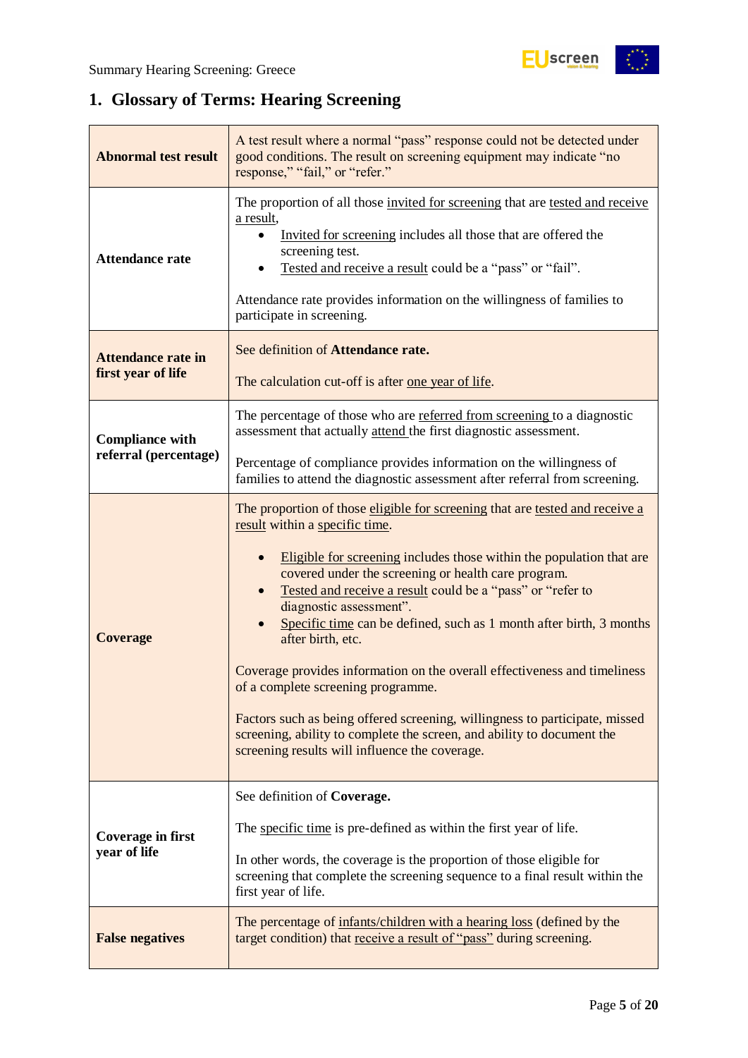## 1. Glossary of Terms: Hearing Screening

| | |
|---|---|
| **Abnormal test result** | A test result where a normal "pass" response could not be detected under good conditions. The result on screening equipment may indicate "no response," "fail," or "refer." |
| **Attendance rate** | The proportion of all those invited for screening that are tested and receive a result,<br>• Invited for screening includes all those that are offered the screening test.<br>• Tested and receive a result could be a "pass" or "fail".<br><br>Attendance rate provides information on the willingness of families to participate in screening. |
| **Attendance rate in first year of life** | See definition of **Attendance rate.**<br><br>The calculation cut-off is after one year of life. |
| **Compliance with referral (percentage)** | The percentage of those who are referred from screening to a diagnostic assessment that actually attend the first diagnostic assessment.<br><br>Percentage of compliance provides information on the willingness of families to attend the diagnostic assessment after referral from screening. |
| **Coverage** | The proportion of those eligible for screening that are tested and receive a result within a specific time.<br><br>• Eligible for screening includes those within the population that are covered under the screening or health care program.<br>• Tested and receive a result could be a "pass" or "refer to diagnostic assessment".<br>• Specific time can be defined, such as 1 month after birth, 3 months after birth, etc.<br><br>Coverage provides information on the overall effectiveness and timeliness of a complete screening programme.<br><br>Factors such as being offered screening, willingness to participate, missed screening, ability to complete the screen, and ability to document the screening results will influence the coverage. |
| **Coverage in first year of life** | See definition of **Coverage.**<br><br>The specific time is pre-defined as within the first year of life.<br><br>In other words, the coverage is the proportion of those eligible for screening that complete the screening sequence to a final result within the first year of life. |
| **False negatives** | The percentage of infants/children with a hearing loss (defined by the target condition) that receive a result of "pass" during screening. |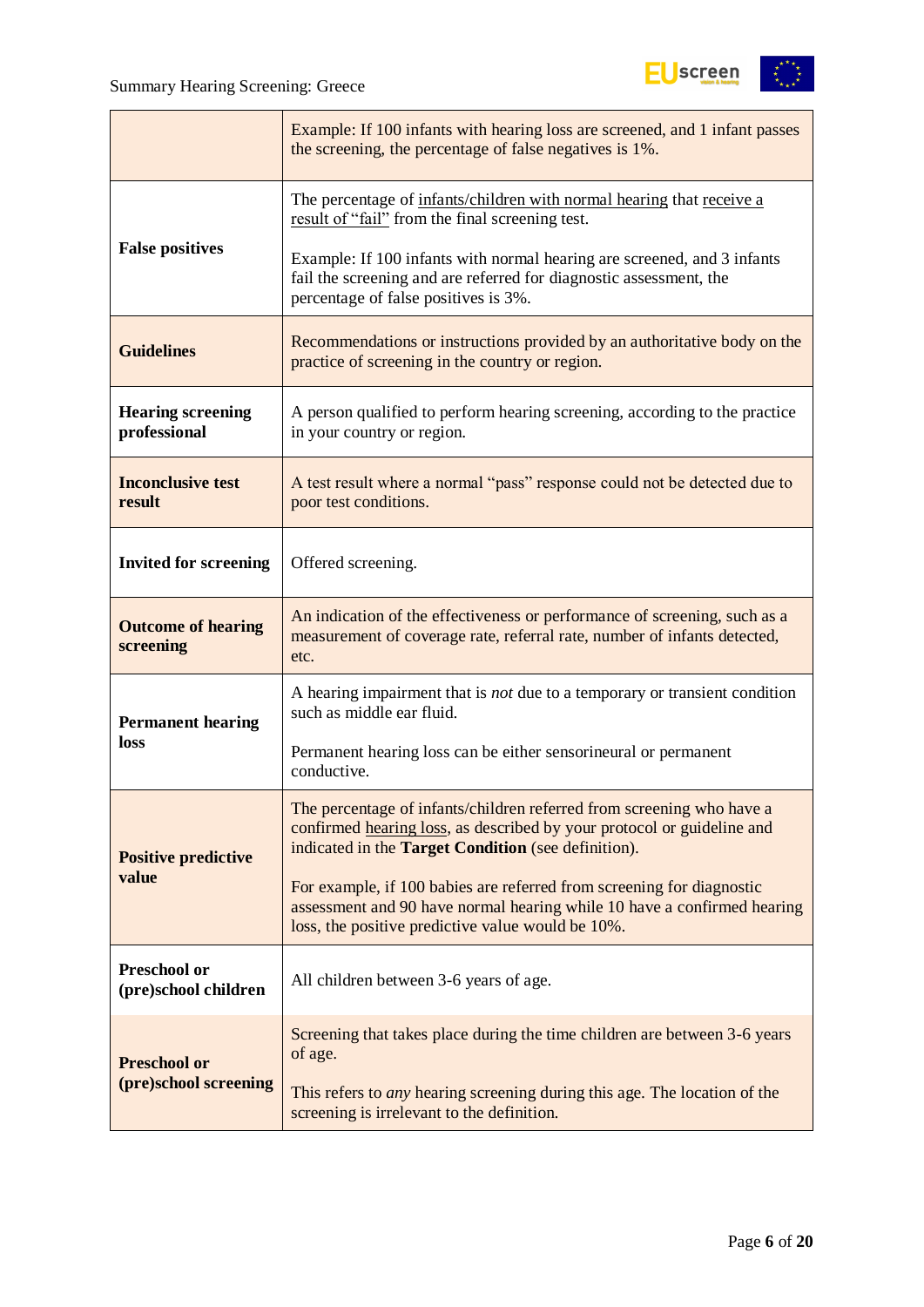| | |
|---|---|
| | Example: If 100 infants with hearing loss are screened, and 1 infant passes the screening, the percentage of false negatives is 1%. |
| **False positives** | The percentage of infants/children with normal hearing that receive a result of "fail" from the final screening test.<br><br>Example: If 100 infants with normal hearing are screened, and 3 infants fail the screening and are referred for diagnostic assessment, the percentage of false positives is 3%. |
| **Guidelines** | Recommendations or instructions provided by an authoritative body on the practice of screening in the country or region. |
| **Hearing screening professional** | A person qualified to perform hearing screening, according to the practice in your country or region. |
| **Inconclusive test result** | A test result where a normal "pass" response could not be detected due to poor test conditions. |
| **Invited for screening** | Offered screening. |
| **Outcome of hearing screening** | An indication of the effectiveness or performance of screening, such as a measurement of coverage rate, referral rate, number of infants detected, etc. |
| **Permanent hearing loss** | A hearing impairment that is *not* due to a temporary or transient condition such as middle ear fluid.<br><br>Permanent hearing loss can be either sensorineural or permanent conductive. |
| **Positive predictive value** | The percentage of infants/children referred from screening who have a confirmed hearing loss, as described by your protocol or guideline and indicated in the **Target Condition** (see definition).<br><br>For example, if 100 babies are referred from screening for diagnostic assessment and 90 have normal hearing while 10 have a confirmed hearing loss, the positive predictive value would be 10%. |
| **Preschool or (pre)school children** | All children between 3-6 years of age. |
| **Preschool or (pre)school screening** | Screening that takes place during the time children are between 3-6 years of age.<br><br>This refers to *any* hearing screening during this age. The location of the screening is irrelevant to the definition. |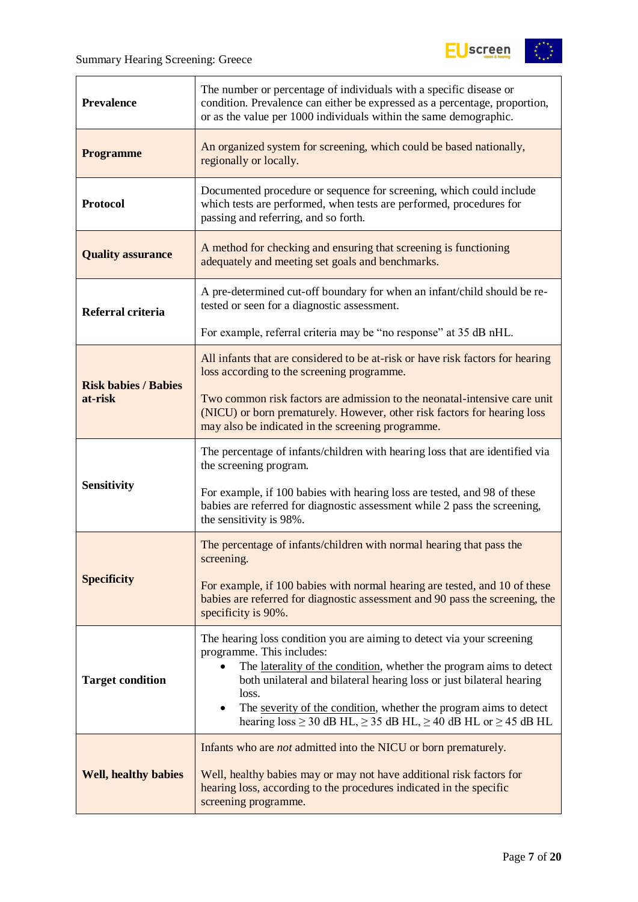| | |
|---|---|
| **Prevalence** | The number or percentage of individuals with a specific disease or condition. Prevalence can either be expressed as a percentage, proportion, or as the value per 1000 individuals within the same demographic. |
| **Programme** | An organized system for screening, which could be based nationally, regionally or locally. |
| **Protocol** | Documented procedure or sequence for screening, which could include which tests are performed, when tests are performed, procedures for passing and referring, and so forth. |
| **Quality assurance** | A method for checking and ensuring that screening is functioning adequately and meeting set goals and benchmarks. |
| **Referral criteria** | A pre-determined cut-off boundary for when an infant/child should be re-tested or seen for a diagnostic assessment.<br><br>For example, referral criteria may be "no response" at 35 dB nHL. |
| **Risk babies / Babies at-risk** | All infants that are considered to be at-risk or have risk factors for hearing loss according to the screening programme.<br><br>Two common risk factors are admission to the neonatal-intensive care unit (NICU) or born prematurely. However, other risk factors for hearing loss may also be indicated in the screening programme. |
| **Sensitivity** | The percentage of infants/children with hearing loss that are identified via the screening program.<br><br>For example, if 100 babies with hearing loss are tested, and 98 of these babies are referred for diagnostic assessment while 2 pass the screening, the sensitivity is 98%. |
| **Specificity** | The percentage of infants/children with normal hearing that pass the screening.<br><br>For example, if 100 babies with normal hearing are tested, and 10 of these babies are referred for diagnostic assessment and 90 pass the screening, the specificity is 90%. |
| **Target condition** | The hearing loss condition you are aiming to detect via your screening programme. This includes:<br>• The laterality of the condition, whether the program aims to detect both unilateral and bilateral hearing loss or just bilateral hearing loss.<br>• The severity of the condition, whether the program aims to detect hearing loss ≥ 30 dB HL, ≥ 35 dB HL, ≥ 40 dB HL or ≥ 45 dB HL |
| **Well, healthy babies** | Infants who are *not* admitted into the NICU or born prematurely.<br><br>Well, healthy babies may or may not have additional risk factors for hearing loss, according to the procedures indicated in the specific screening programme. |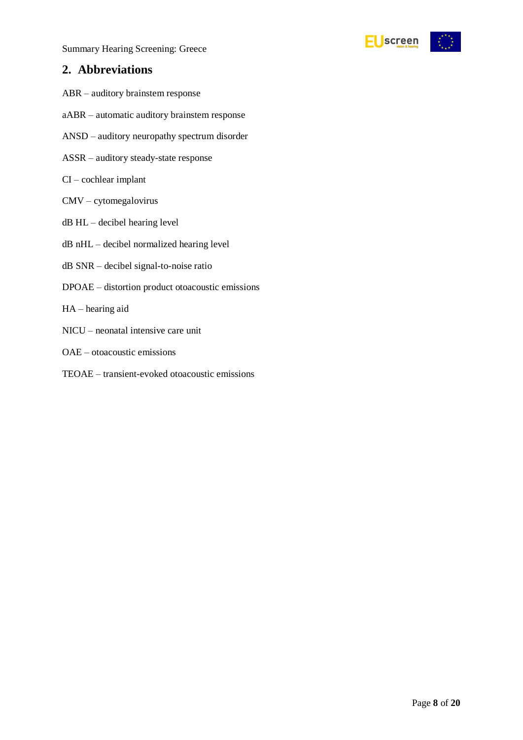## 2. Abbreviations

ABR – auditory brainstem response

aABR – automatic auditory brainstem response

ANSD – auditory neuropathy spectrum disorder

ASSR – auditory steady-state response

CI – cochlear implant

CMV – cytomegalovirus

dB HL – decibel hearing level

dB nHL – decibel normalized hearing level

dB SNR – decibel signal-to-noise ratio

DPOAE – distortion product otoacoustic emissions

HA – hearing aid

NICU – neonatal intensive care unit

OAE – otoacoustic emissions

TEOAE – transient-evoked otoacoustic emissions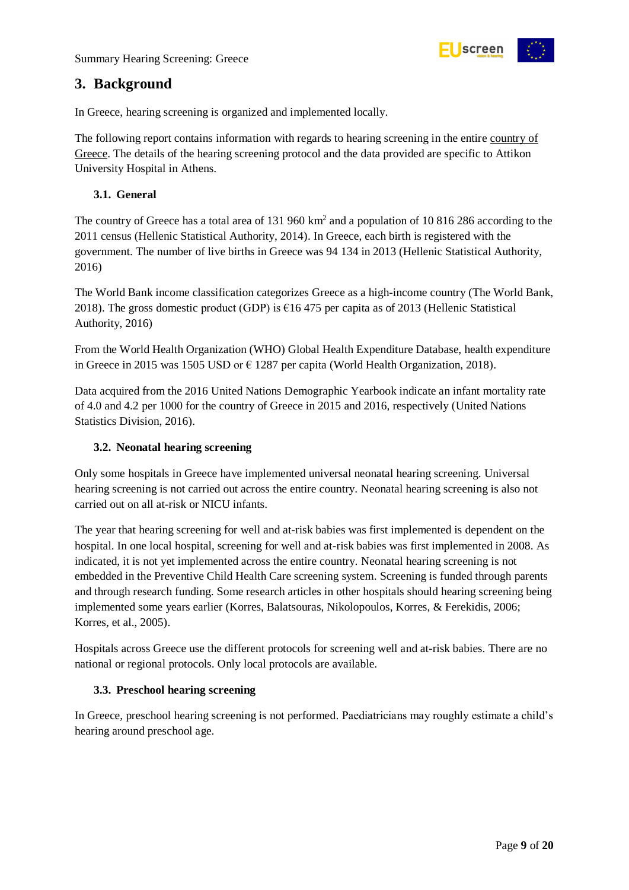## 3. Background

In Greece, hearing screening is organized and implemented locally.

The following report contains information with regards to hearing screening in the entire country of Greece. The details of the hearing screening protocol and the data provided are specific to Attikon University Hospital in Athens.

### 3.1. General

The country of Greece has a total area of 131 960 km$^2$ and a population of 10 816 286 according to the 2011 census (Hellenic Statistical Authority, 2014). In Greece, each birth is registered with the government. The number of live births in Greece was 94 134 in 2013 (Hellenic Statistical Authority, 2016)

The World Bank income classification categorizes Greece as a high-income country (The World Bank, 2018). The gross domestic product (GDP) is €16 475 per capita as of 2013 (Hellenic Statistical Authority, 2016)

From the World Health Organization (WHO) Global Health Expenditure Database, health expenditure in Greece in 2015 was 1505 USD or € 1287 per capita (World Health Organization, 2018).

Data acquired from the 2016 United Nations Demographic Yearbook indicate an infant mortality rate of 4.0 and 4.2 per 1000 for the country of Greece in 2015 and 2016, respectively (United Nations Statistics Division, 2016).

### 3.2. Neonatal hearing screening

Only some hospitals in Greece have implemented universal neonatal hearing screening. Universal hearing screening is not carried out across the entire country. Neonatal hearing screening is also not carried out on all at-risk or NICU infants.

The year that hearing screening for well and at-risk babies was first implemented is dependent on the hospital. In one local hospital, screening for well and at-risk babies was first implemented in 2008. As indicated, it is not yet implemented across the entire country. Neonatal hearing screening is not embedded in the Preventive Child Health Care screening system. Screening is funded through parents and through research funding. Some research articles in other hospitals should hearing screening being implemented some years earlier (Korres, Balatsouras, Nikolopoulos, Korres, & Ferekidis, 2006; Korres, et al., 2005).

Hospitals across Greece use the different protocols for screening well and at-risk babies. There are no national or regional protocols. Only local protocols are available.

### 3.3. Preschool hearing screening

In Greece, preschool hearing screening is not performed. Paediatricians may roughly estimate a child's hearing around preschool age.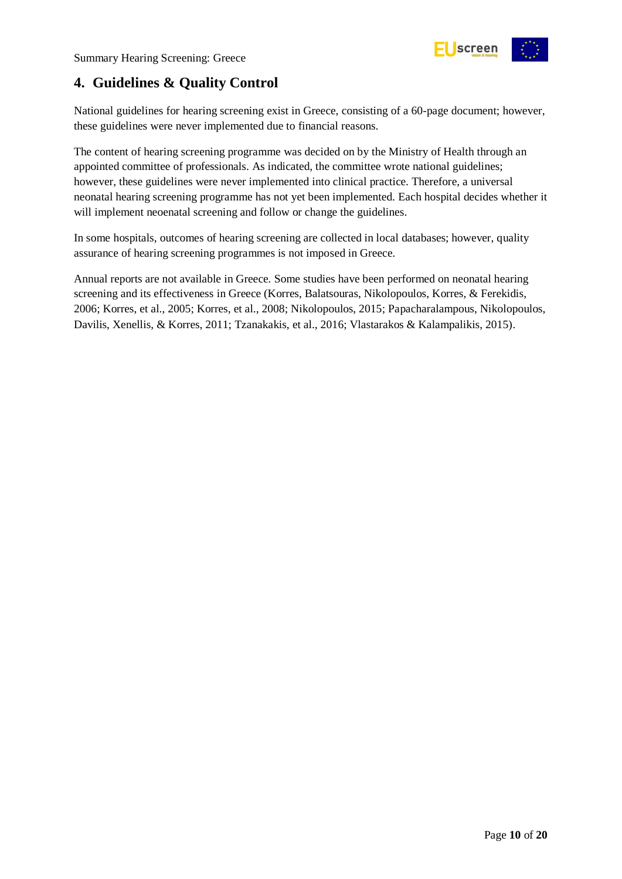## 4. Guidelines & Quality Control

National guidelines for hearing screening exist in Greece, consisting of a 60-page document; however, these guidelines were never implemented due to financial reasons.

The content of hearing screening programme was decided on by the Ministry of Health through an appointed committee of professionals. As indicated, the committee wrote national guidelines; however, these guidelines were never implemented into clinical practice. Therefore, a universal neonatal hearing screening programme has not yet been implemented. Each hospital decides whether it will implement neoenatal screening and follow or change the guidelines.

In some hospitals, outcomes of hearing screening are collected in local databases; however, quality assurance of hearing screening programmes is not imposed in Greece.

Annual reports are not available in Greece. Some studies have been performed on neonatal hearing screening and its effectiveness in Greece (Korres, Balatsouras, Nikolopoulos, Korres, & Ferekidis, 2006; Korres, et al., 2005; Korres, et al., 2008; Nikolopoulos, 2015; Papacharalampous, Nikolopoulos, Davilis, Xenellis, & Korres, 2011; Tzanakakis, et al., 2016; Vlastarakos & Kalampalikis, 2015).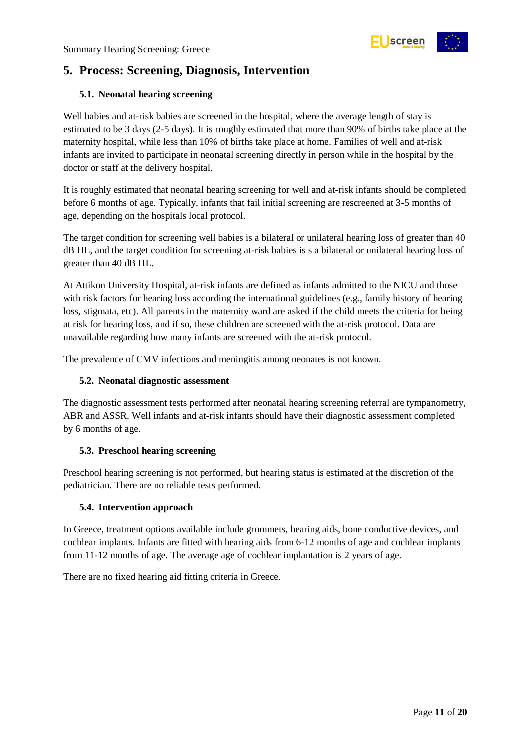## 5. Process: Screening, Diagnosis, Intervention

### 5.1. Neonatal hearing screening

Well babies and at-risk babies are screened in the hospital, where the average length of stay is estimated to be 3 days (2-5 days). It is roughly estimated that more than 90% of births take place at the maternity hospital, while less than 10% of births take place at home. Families of well and at-risk infants are invited to participate in neonatal screening directly in person while in the hospital by the doctor or staff at the delivery hospital.

It is roughly estimated that neonatal hearing screening for well and at-risk infants should be completed before 6 months of age. Typically, infants that fail initial screening are rescreened at 3-5 months of age, depending on the hospitals local protocol.

The target condition for screening well babies is a bilateral or unilateral hearing loss of greater than 40 dB HL, and the target condition for screening at-risk babies is s a bilateral or unilateral hearing loss of greater than 40 dB HL.

At Attikon University Hospital, at-risk infants are defined as infants admitted to the NICU and those with risk factors for hearing loss according the international guidelines (e.g., family history of hearing loss, stigmata, etc). All parents in the maternity ward are asked if the child meets the criteria for being at risk for hearing loss, and if so, these children are screened with the at-risk protocol. Data are unavailable regarding how many infants are screened with the at-risk protocol.

The prevalence of CMV infections and meningitis among neonates is not known.

### 5.2. Neonatal diagnostic assessment

The diagnostic assessment tests performed after neonatal hearing screening referral are tympanometry, ABR and ASSR. Well infants and at-risk infants should have their diagnostic assessment completed by 6 months of age.

### 5.3. Preschool hearing screening

Preschool hearing screening is not performed, but hearing status is estimated at the discretion of the pediatrician. There are no reliable tests performed.

### 5.4. Intervention approach

In Greece, treatment options available include grommets, hearing aids, bone conductive devices, and cochlear implants. Infants are fitted with hearing aids from 6-12 months of age and cochlear implants from 11-12 months of age. The average age of cochlear implantation is 2 years of age.

There are no fixed hearing aid fitting criteria in Greece.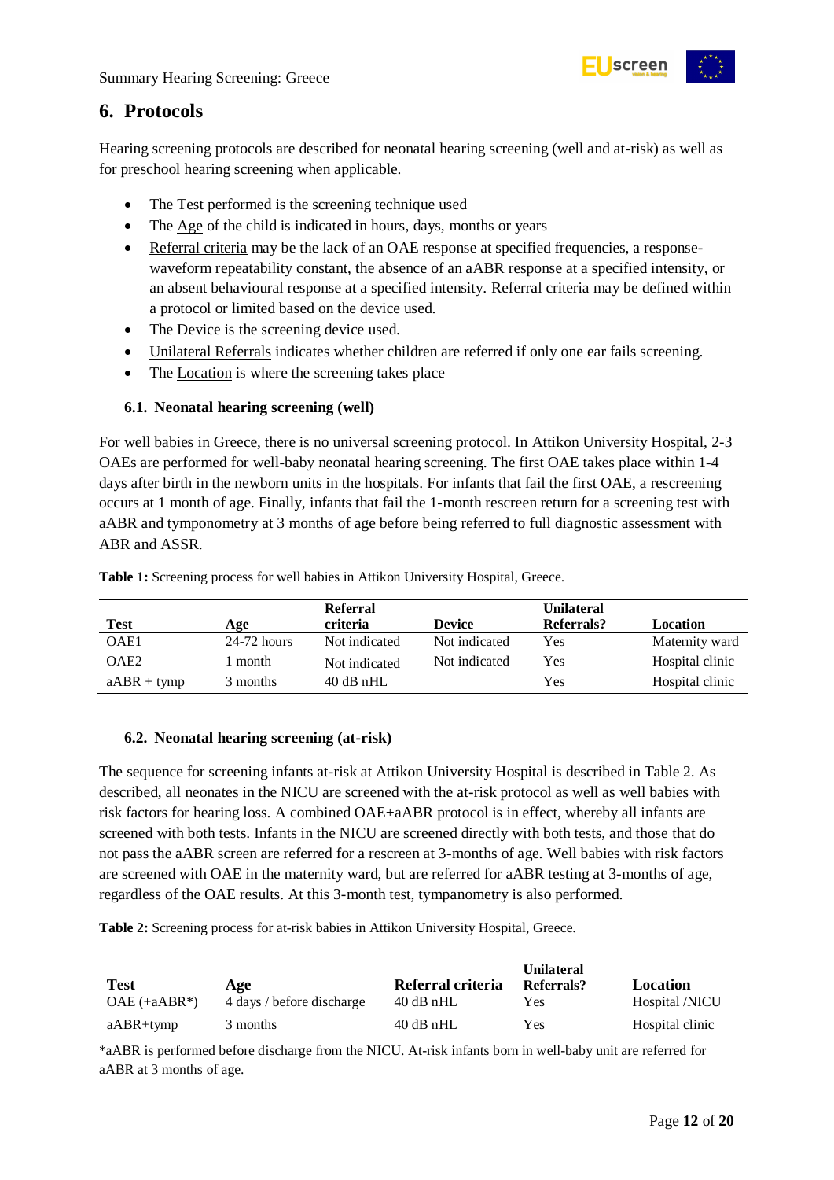## 6. Protocols

Hearing screening protocols are described for neonatal hearing screening (well and at-risk) as well as for preschool hearing screening when applicable.

- The Test performed is the screening technique used
- The Age of the child is indicated in hours, days, months or years
- Referral criteria may be the lack of an OAE response at specified frequencies, a response-waveform repeatability constant, the absence of an aABR response at a specified intensity, or an absent behavioural response at a specified intensity. Referral criteria may be defined within a protocol or limited based on the device used.
- The Device is the screening device used.
- Unilateral Referrals indicates whether children are referred if only one ear fails screening.
- The Location is where the screening takes place

### 6.1. Neonatal hearing screening (well)

For well babies in Greece, there is no universal screening protocol. In Attikon University Hospital, 2-3 OAEs are performed for well-baby neonatal hearing screening. The first OAE takes place within 1-4 days after birth in the newborn units in the hospitals. For infants that fail the first OAE, a rescreening occurs at 1 month of age. Finally, infants that fail the 1-month rescreen return for a screening test with aABR and tymponometry at 3 months of age before being referred to full diagnostic assessment with ABR and ASSR.

**Table 1:** Screening process for well babies in Attikon University Hospital, Greece.

| Test | Age | Referral criteria | Device | Unilateral Referrals? | Location |
|---|---|---|---|---|---|
| OAE1 | 24-72 hours | Not indicated | Not indicated | Yes | Maternity ward |
| OAE2 | 1 month | Not indicated | Not indicated | Yes | Hospital clinic |
| aABR + tymp | 3 months | 40 dB nHL | | Yes | Hospital clinic |

### 6.2. Neonatal hearing screening (at-risk)

The sequence for screening infants at-risk at Attikon University Hospital is described in Table 2. As described, all neonates in the NICU are screened with the at-risk protocol as well as well babies with risk factors for hearing loss. A combined OAE+aABR protocol is in effect, whereby all infants are screened with both tests. Infants in the NICU are screened directly with both tests, and those that do not pass the aABR screen are referred for a rescreen at 3-months of age. Well babies with risk factors are screened with OAE in the maternity ward, but are referred for aABR testing at 3-months of age, regardless of the OAE results. At this 3-month test, tympanometry is also performed.

**Table 2:** Screening process for at-risk babies in Attikon University Hospital, Greece.

| Test | Age | Referral criteria | Unilateral Referrals? | Location |
|---|---|---|---|---|
| OAE (+aABR*) | 4 days / before discharge | 40 dB nHL | Yes | Hospital /NICU |
| aABR+tymp | 3 months | 40 dB nHL | Yes | Hospital clinic |

*aABR is performed before discharge from the NICU. At-risk infants born in well-baby unit are referred for aABR at 3 months of age.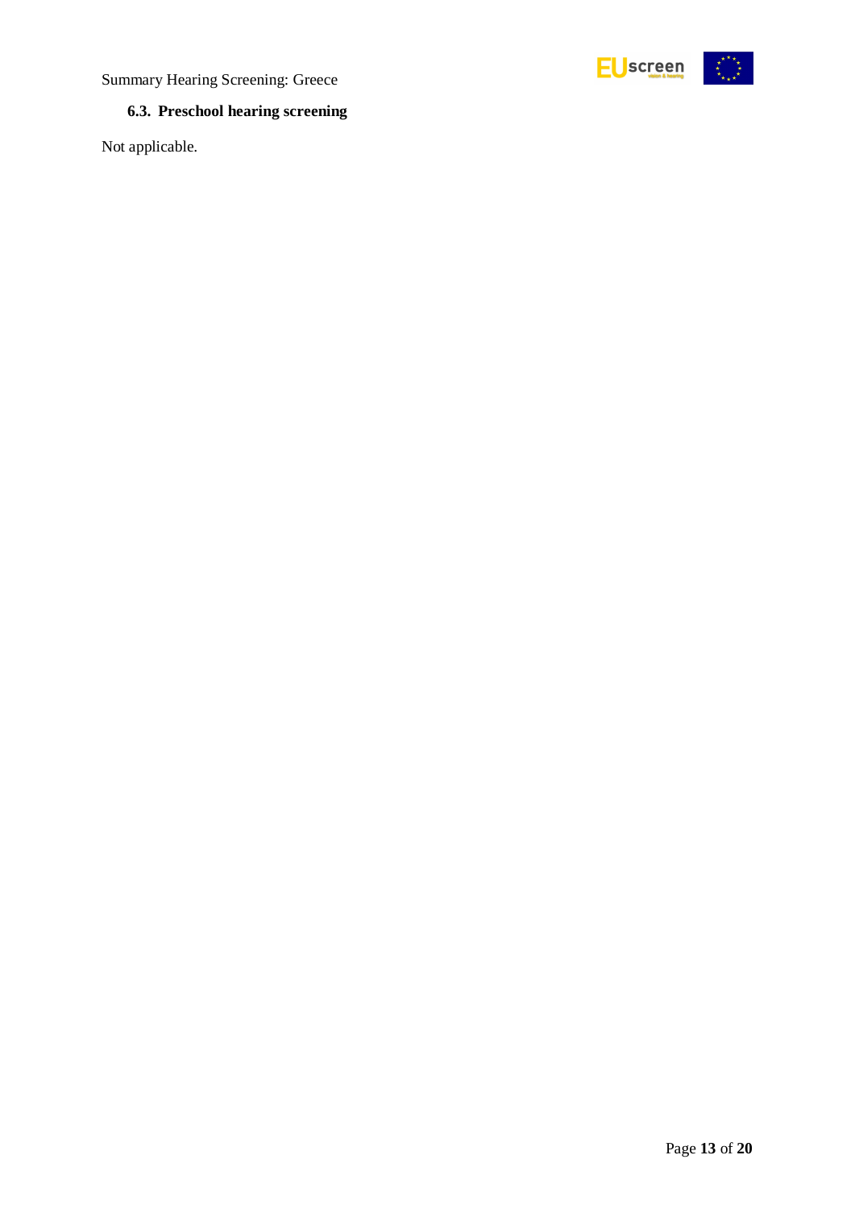### 6.3. Preschool hearing screening

Not applicable.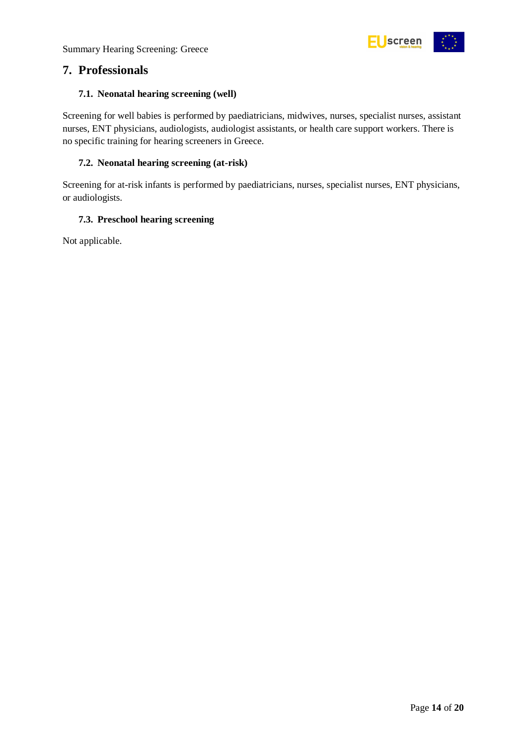## 7. Professionals

### 7.1. Neonatal hearing screening (well)

Screening for well babies is performed by paediatricians, midwives, nurses, specialist nurses, assistant nurses, ENT physicians, audiologists, audiologist assistants, or health care support workers. There is no specific training for hearing screeners in Greece.

### 7.2. Neonatal hearing screening (at-risk)

Screening for at-risk infants is performed by paediatricians, nurses, specialist nurses, ENT physicians, or audiologists.

### 7.3. Preschool hearing screening

Not applicable.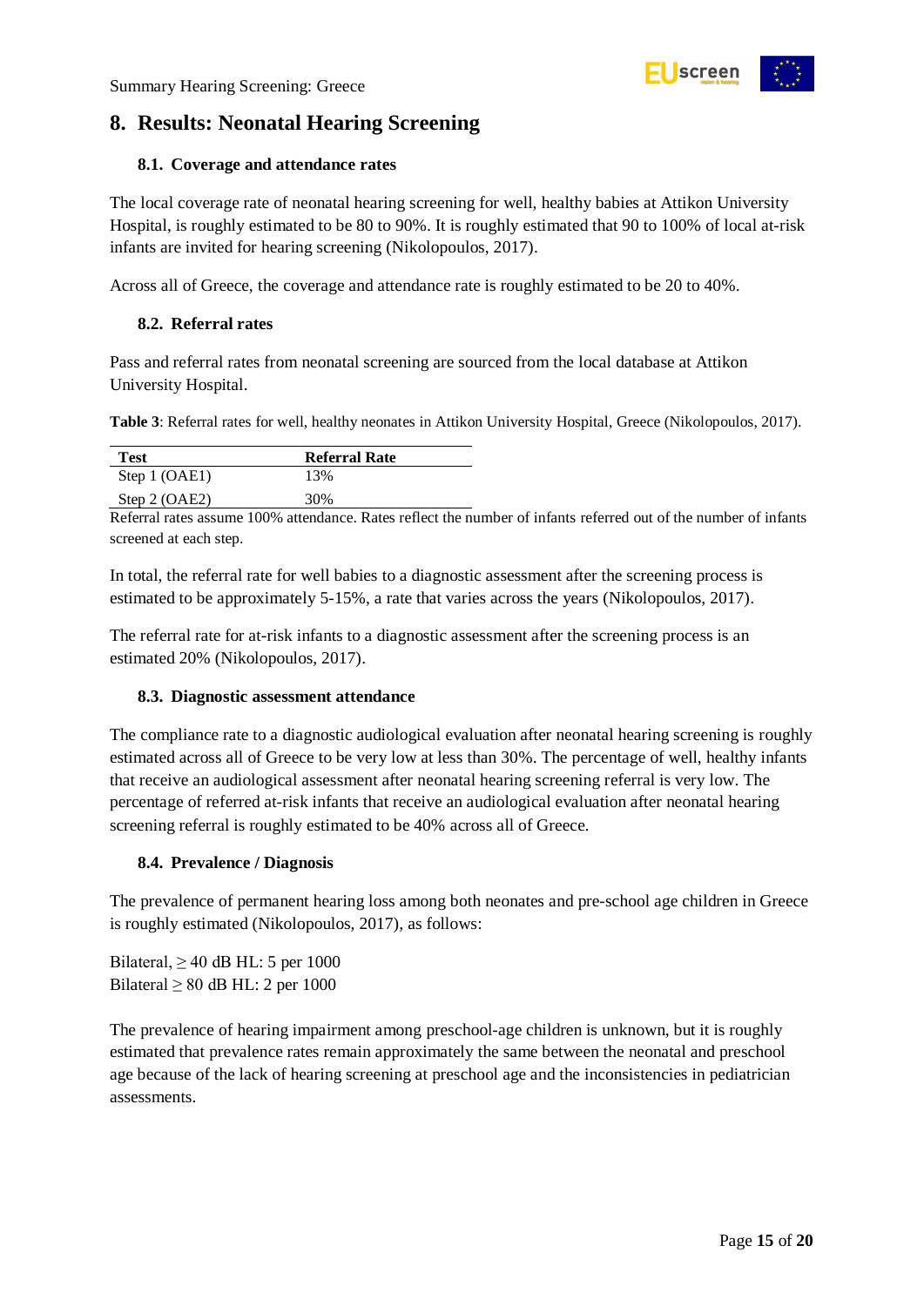# 8. Results: Neonatal Hearing Screening

## 8.1. Coverage and attendance rates

The local coverage rate of neonatal hearing screening for well, healthy babies at Attikon University Hospital, is roughly estimated to be 80 to 90%. It is roughly estimated that 90 to 100% of local at-risk infants are invited for hearing screening (Nikolopoulos, 2017).

Across all of Greece, the coverage and attendance rate is roughly estimated to be 20 to 40%.

## 8.2. Referral rates

Pass and referral rates from neonatal screening are sourced from the local database at Attikon University Hospital.

**Table 3**: Referral rates for well, healthy neonates in Attikon University Hospital, Greece (Nikolopoulos, 2017).

| Test | Referral Rate |
|---|---|
| Step 1 (OAE1) | 13% |
| Step 2 (OAE2) | 30% |

Referral rates assume 100% attendance. Rates reflect the number of infants referred out of the number of infants screened at each step.

In total, the referral rate for well babies to a diagnostic assessment after the screening process is estimated to be approximately 5-15%, a rate that varies across the years (Nikolopoulos, 2017).

The referral rate for at-risk infants to a diagnostic assessment after the screening process is an estimated 20% (Nikolopoulos, 2017).

## 8.3. Diagnostic assessment attendance

The compliance rate to a diagnostic audiological evaluation after neonatal hearing screening is roughly estimated across all of Greece to be very low at less than 30%. The percentage of well, healthy infants that receive an audiological assessment after neonatal hearing screening referral is very low. The percentage of referred at-risk infants that receive an audiological evaluation after neonatal hearing screening referral is roughly estimated to be 40% across all of Greece.

## 8.4. Prevalence / Diagnosis

The prevalence of permanent hearing loss among both neonates and pre-school age children in Greece is roughly estimated (Nikolopoulos, 2017), as follows:

Bilateral, ≥ 40 dB HL: 5 per 1000
Bilateral ≥ 80 dB HL: 2 per 1000

The prevalence of hearing impairment among preschool-age children is unknown, but it is roughly estimated that prevalence rates remain approximately the same between the neonatal and preschool age because of the lack of hearing screening at preschool age and the inconsistencies in pediatrician assessments.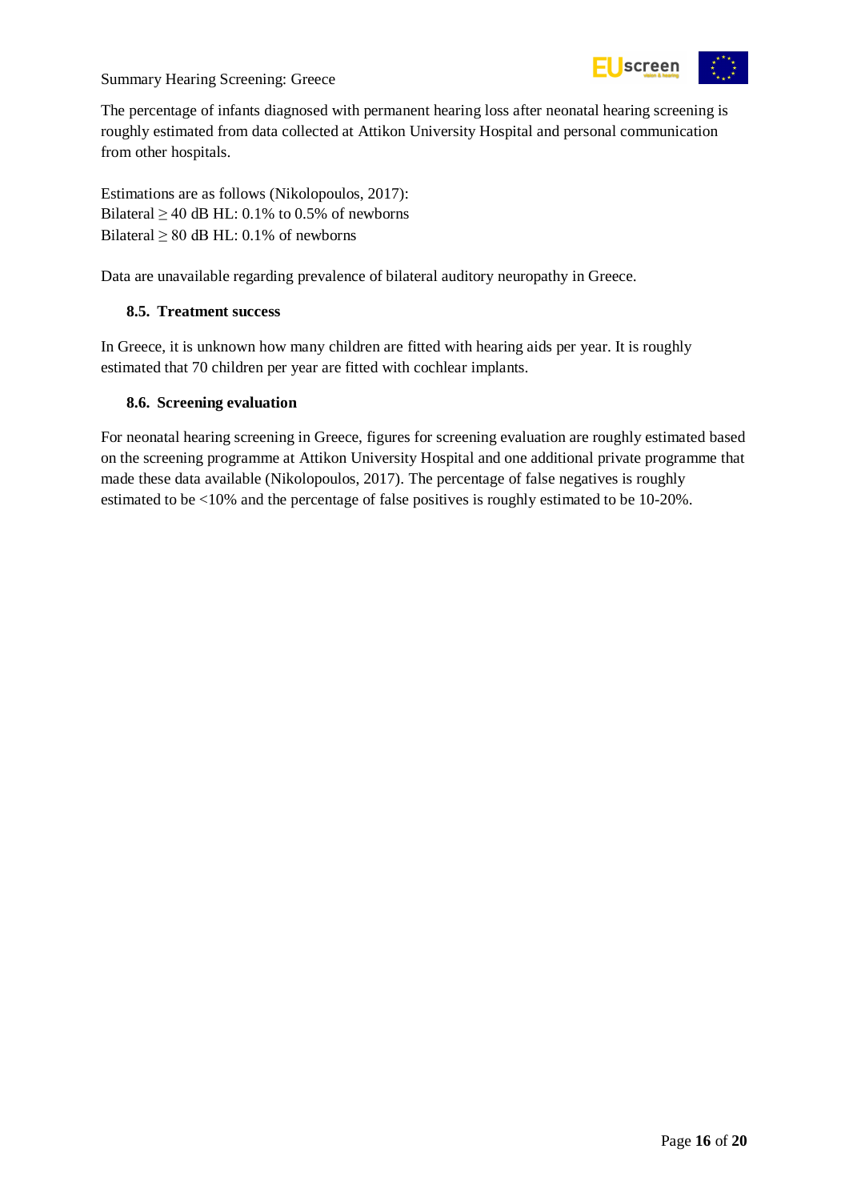The percentage of infants diagnosed with permanent hearing loss after neonatal hearing screening is roughly estimated from data collected at Attikon University Hospital and personal communication from other hospitals.

Estimations are as follows (Nikolopoulos, 2017):
Bilateral ≥ 40 dB HL: 0.1% to 0.5% of newborns
Bilateral ≥ 80 dB HL: 0.1% of newborns

Data are unavailable regarding prevalence of bilateral auditory neuropathy in Greece.

### 8.5. Treatment success

In Greece, it is unknown how many children are fitted with hearing aids per year. It is roughly estimated that 70 children per year are fitted with cochlear implants.

### 8.6. Screening evaluation

For neonatal hearing screening in Greece, figures for screening evaluation are roughly estimated based on the screening programme at Attikon University Hospital and one additional private programme that made these data available (Nikolopoulos, 2017). The percentage of false negatives is roughly estimated to be <10% and the percentage of false positives is roughly estimated to be 10-20%.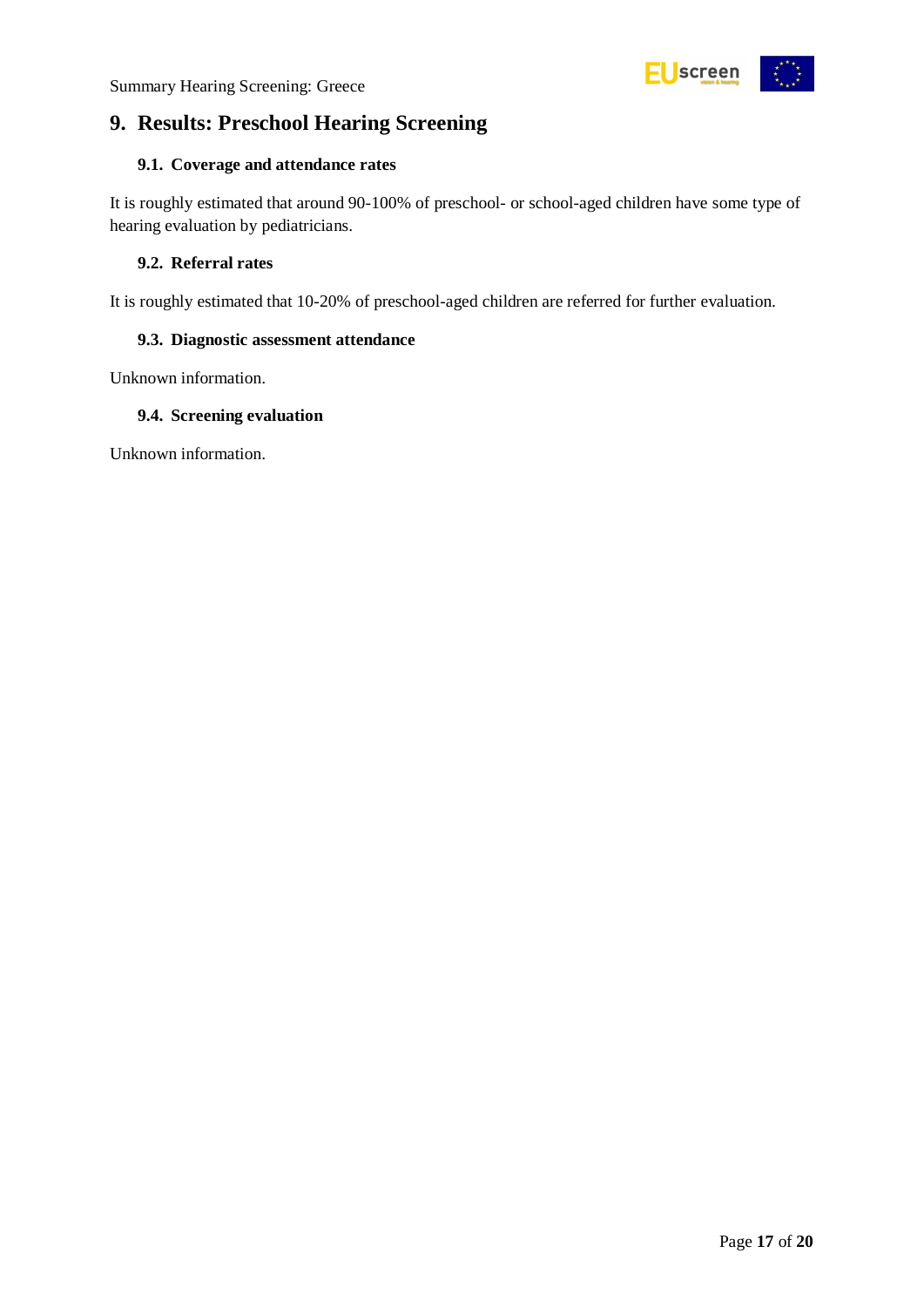# 9. Results: Preschool Hearing Screening

## 9.1. Coverage and attendance rates

It is roughly estimated that around 90-100% of preschool- or school-aged children have some type of hearing evaluation by pediatricians.

## 9.2. Referral rates

It is roughly estimated that 10-20% of preschool-aged children are referred for further evaluation.

## 9.3. Diagnostic assessment attendance

Unknown information.

## 9.4. Screening evaluation

Unknown information.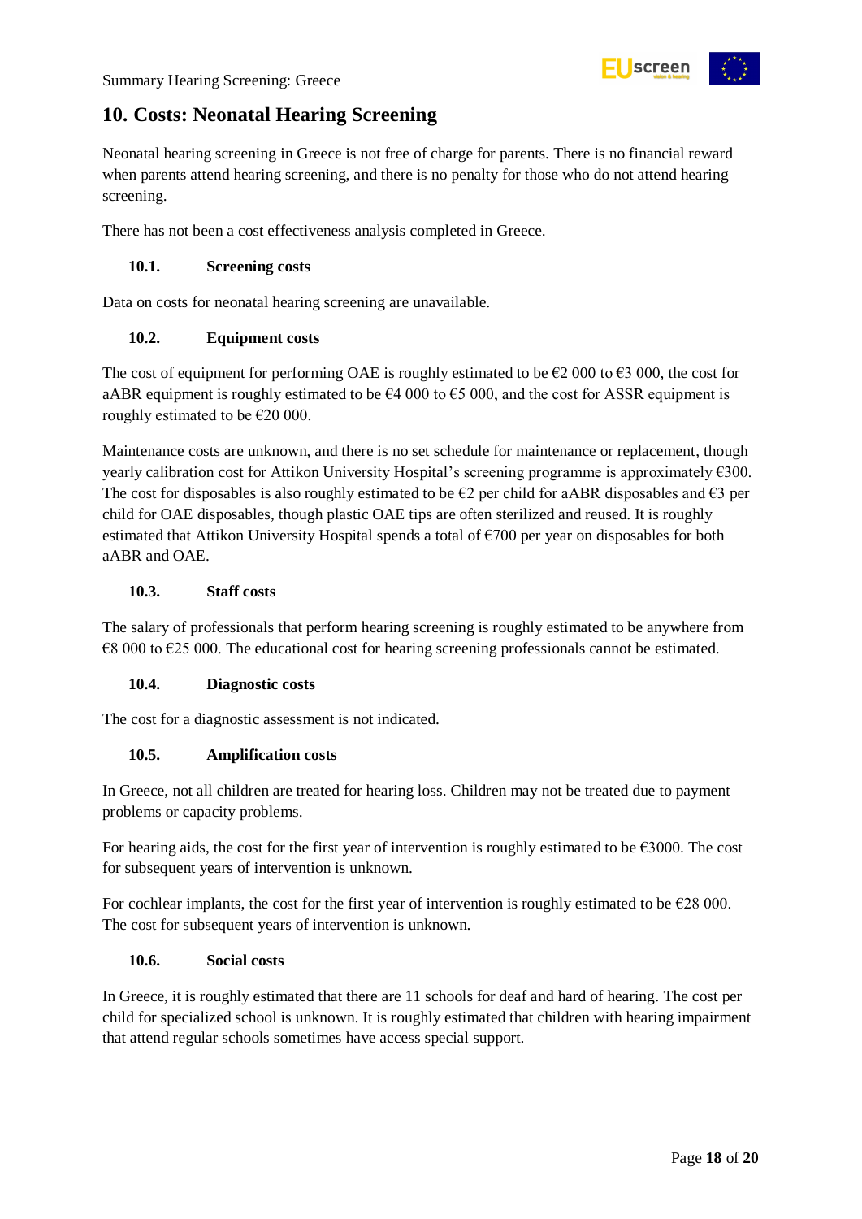# 10. Costs: Neonatal Hearing Screening

Neonatal hearing screening in Greece is not free of charge for parents. There is no financial reward when parents attend hearing screening, and there is no penalty for those who do not attend hearing screening.

There has not been a cost effectiveness analysis completed in Greece.

## 10.1. Screening costs

Data on costs for neonatal hearing screening are unavailable.

## 10.2. Equipment costs

The cost of equipment for performing OAE is roughly estimated to be €2 000 to €3 000, the cost for aABR equipment is roughly estimated to be €4 000 to €5 000, and the cost for ASSR equipment is roughly estimated to be €20 000.

Maintenance costs are unknown, and there is no set schedule for maintenance or replacement, though yearly calibration cost for Attikon University Hospital's screening programme is approximately €300. The cost for disposables is also roughly estimated to be €2 per child for aABR disposables and €3 per child for OAE disposables, though plastic OAE tips are often sterilized and reused. It is roughly estimated that Attikon University Hospital spends a total of €700 per year on disposables for both aABR and OAE.

## 10.3. Staff costs

The salary of professionals that perform hearing screening is roughly estimated to be anywhere from €8 000 to €25 000. The educational cost for hearing screening professionals cannot be estimated.

## 10.4. Diagnostic costs

The cost for a diagnostic assessment is not indicated.

## 10.5. Amplification costs

In Greece, not all children are treated for hearing loss. Children may not be treated due to payment problems or capacity problems.

For hearing aids, the cost for the first year of intervention is roughly estimated to be €3000. The cost for subsequent years of intervention is unknown.

For cochlear implants, the cost for the first year of intervention is roughly estimated to be €28 000. The cost for subsequent years of intervention is unknown.

## 10.6. Social costs

In Greece, it is roughly estimated that there are 11 schools for deaf and hard of hearing. The cost per child for specialized school is unknown. It is roughly estimated that children with hearing impairment that attend regular schools sometimes have access special support.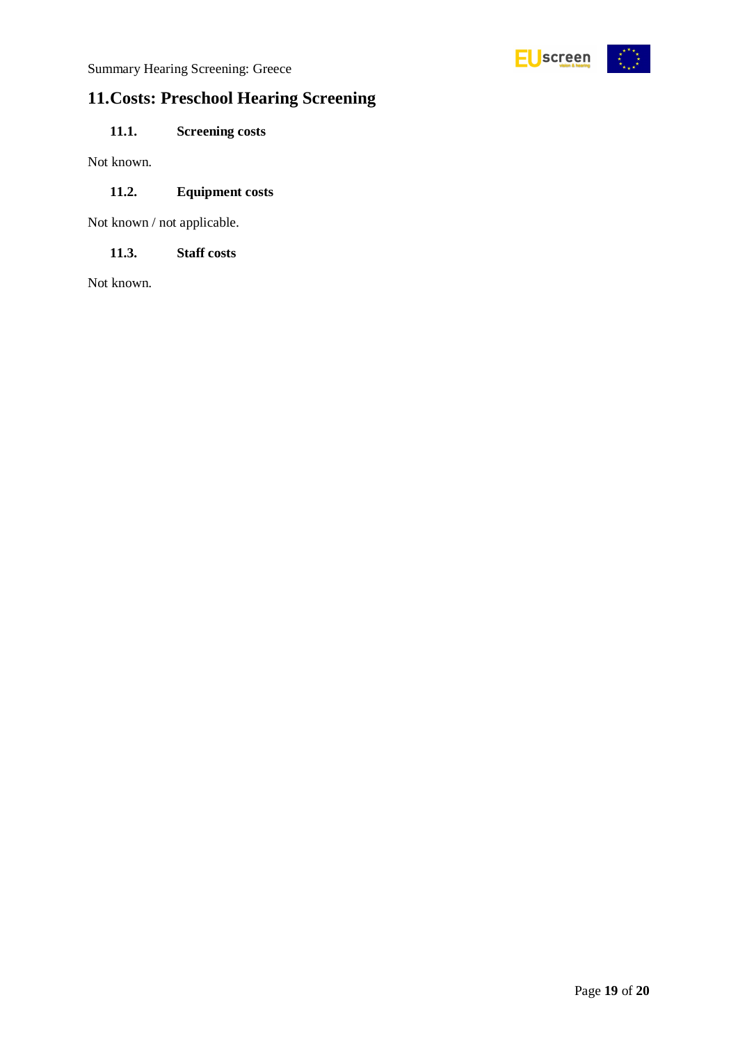# 11. Costs: Preschool Hearing Screening

## 11.1. Screening costs

Not known.

## 11.2. Equipment costs

Not known / not applicable.

## 11.3. Staff costs

Not known.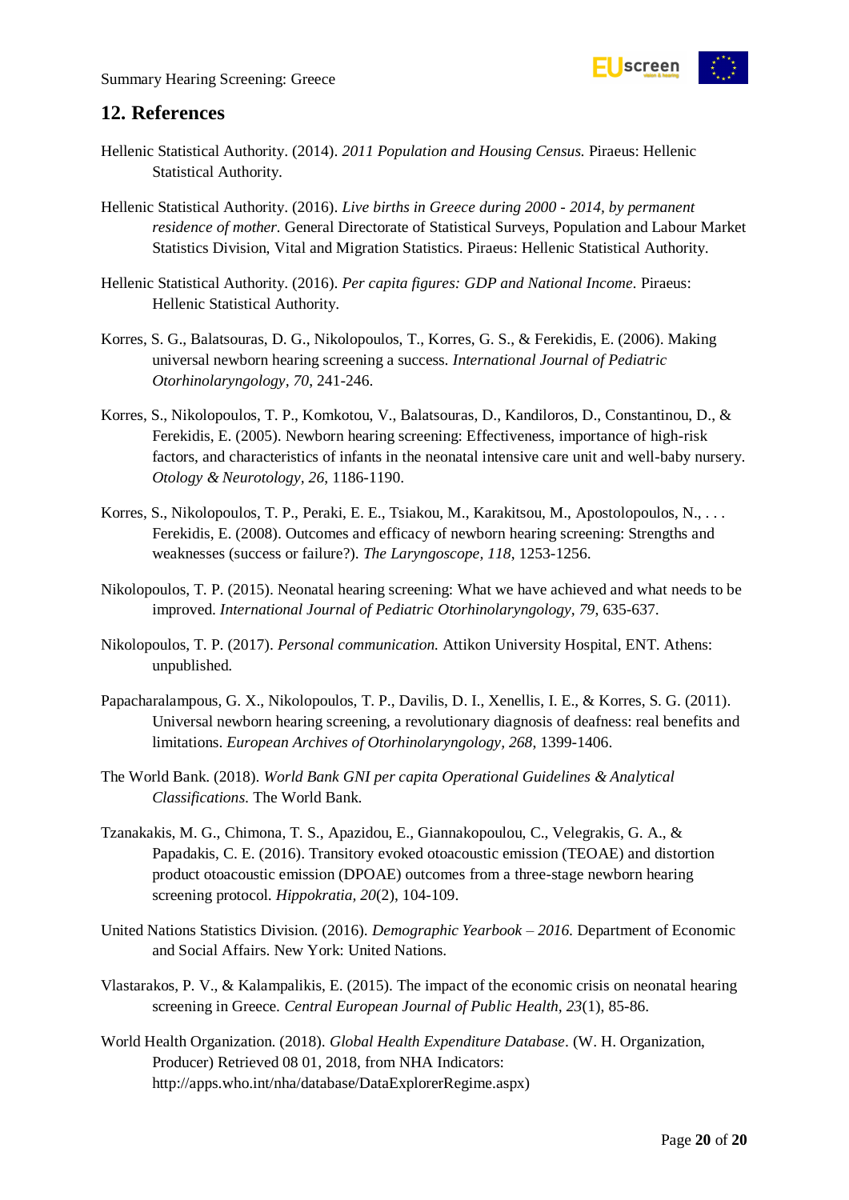## 12. References

Hellenic Statistical Authority. (2014). *2011 Population and Housing Census.* Piraeus: Hellenic Statistical Authority.

Hellenic Statistical Authority. (2016). *Live births in Greece during 2000 - 2014, by permanent residence of mother.* General Directorate of Statistical Surveys, Population and Labour Market Statistics Division, Vital and Migration Statistics. Piraeus: Hellenic Statistical Authority.

Hellenic Statistical Authority. (2016). *Per capita figures: GDP and National Income.* Piraeus: Hellenic Statistical Authority.

Korres, S. G., Balatsouras, D. G., Nikolopoulos, T., Korres, G. S., & Ferekidis, E. (2006). Making universal newborn hearing screening a success. *International Journal of Pediatric Otorhinolaryngology, 70*, 241-246.

Korres, S., Nikolopoulos, T. P., Komkotou, V., Balatsouras, D., Kandiloros, D., Constantinou, D., & Ferekidis, E. (2005). Newborn hearing screening: Effectiveness, importance of high-risk factors, and characteristics of infants in the neonatal intensive care unit and well-baby nursery. *Otology & Neurotology, 26*, 1186-1190.

Korres, S., Nikolopoulos, T. P., Peraki, E. E., Tsiakou, M., Karakitsou, M., Apostolopoulos, N., . . . Ferekidis, E. (2008). Outcomes and efficacy of newborn hearing screening: Strengths and weaknesses (success or failure?). *The Laryngoscope, 118*, 1253-1256.

Nikolopoulos, T. P. (2015). Neonatal hearing screening: What we have achieved and what needs to be improved. *International Journal of Pediatric Otorhinolaryngology, 79*, 635-637.

Nikolopoulos, T. P. (2017). *Personal communication.* Attikon University Hospital, ENT. Athens: unpublished.

Papacharalampous, G. X., Nikolopoulos, T. P., Davilis, D. I., Xenellis, I. E., & Korres, S. G. (2011). Universal newborn hearing screening, a revolutionary diagnosis of deafness: real benefits and limitations. *European Archives of Otorhinolaryngology, 268*, 1399-1406.

The World Bank. (2018). *World Bank GNI per capita Operational Guidelines & Analytical Classifications.* The World Bank.

Tzanakakis, M. G., Chimona, T. S., Apazidou, E., Giannakopoulou, C., Velegrakis, G. A., & Papadakis, C. E. (2016). Transitory evoked otoacoustic emission (TEOAE) and distortion product otoacoustic emission (DPOAE) outcomes from a three-stage newborn hearing screening protocol. *Hippokratia, 20*(2), 104-109.

United Nations Statistics Division. (2016). *Demographic Yearbook – 2016.* Department of Economic and Social Affairs. New York: United Nations.

Vlastarakos, P. V., & Kalampalikis, E. (2015). The impact of the economic crisis on neonatal hearing screening in Greece. *Central European Journal of Public Health, 23*(1), 85-86.

World Health Organization. (2018). *Global Health Expenditure Database*. (W. H. Organization, Producer) Retrieved 08 01, 2018, from NHA Indicators: http://apps.who.int/nha/database/DataExplorerRegime.aspx)